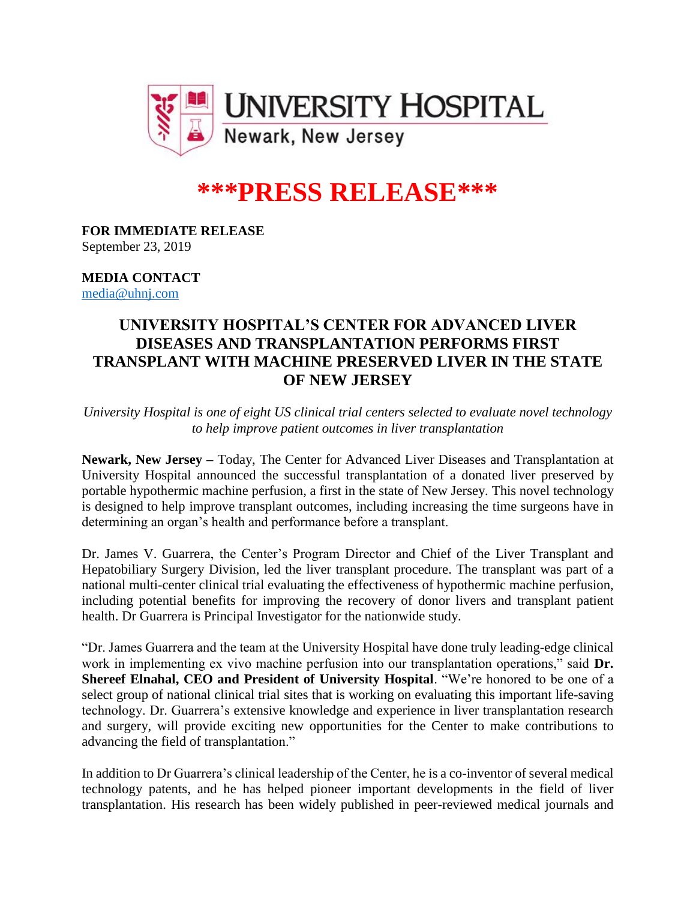UNIVERSITY HOSPITAL
Newark, New Jersey

# \*\*\*PRESS RELEASE\*\*\*

**FOR IMMEDIATE RELEASE**
September 23, 2019

**MEDIA CONTACT**
media@uhnj.com

## UNIVERSITY HOSPITAL'S CENTER FOR ADVANCED LIVER DISEASES AND TRANSPLANTATION PERFORMS FIRST TRANSPLANT WITH MACHINE PRESERVED LIVER IN THE STATE OF NEW JERSEY

*University Hospital is one of eight US clinical trial centers selected to evaluate novel technology to help improve patient outcomes in liver transplantation*

**Newark, New Jersey –** Today, The Center for Advanced Liver Diseases and Transplantation at University Hospital announced the successful transplantation of a donated liver preserved by portable hypothermic machine perfusion, a first in the state of New Jersey. This novel technology is designed to help improve transplant outcomes, including increasing the time surgeons have in determining an organ's health and performance before a transplant.

Dr. James V. Guarrera, the Center's Program Director and Chief of the Liver Transplant and Hepatobiliary Surgery Division, led the liver transplant procedure. The transplant was part of a national multi-center clinical trial evaluating the effectiveness of hypothermic machine perfusion, including potential benefits for improving the recovery of donor livers and transplant patient health. Dr Guarrera is Principal Investigator for the nationwide study.

"Dr. James Guarrera and the team at the University Hospital have done truly leading-edge clinical work in implementing ex vivo machine perfusion into our transplantation operations," said **Dr. Shereef Elnahal, CEO and President of University Hospital**. "We're honored to be one of a select group of national clinical trial sites that is working on evaluating this important life-saving technology. Dr. Guarrera's extensive knowledge and experience in liver transplantation research and surgery, will provide exciting new opportunities for the Center to make contributions to advancing the field of transplantation."

In addition to Dr Guarrera's clinical leadership of the Center, he is a co-inventor of several medical technology patents, and he has helped pioneer important developments in the field of liver transplantation. His research has been widely published in peer-reviewed medical journals and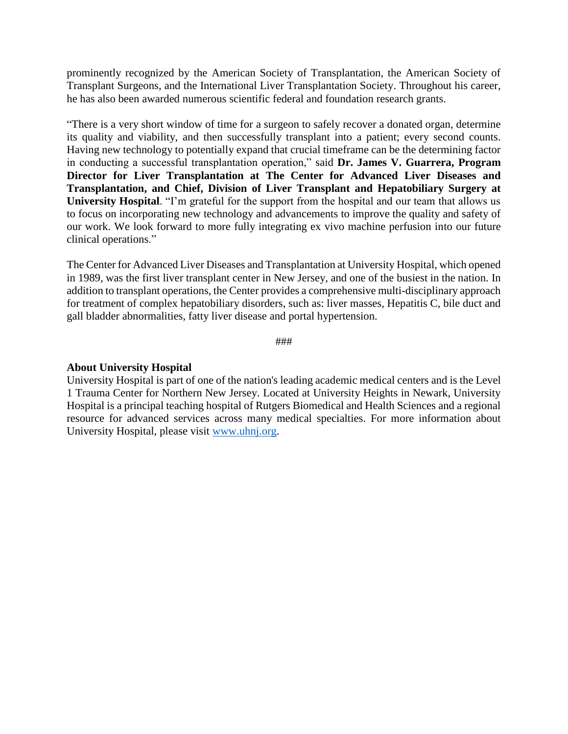prominently recognized by the American Society of Transplantation, the American Society of Transplant Surgeons, and the International Liver Transplantation Society. Throughout his career, he has also been awarded numerous scientific federal and foundation research grants.

"There is a very short window of time for a surgeon to safely recover a donated organ, determine its quality and viability, and then successfully transplant into a patient; every second counts. Having new technology to potentially expand that crucial timeframe can be the determining factor in conducting a successful transplantation operation," said **Dr. James V. Guarrera, Program Director for Liver Transplantation at The Center for Advanced Liver Diseases and Transplantation, and Chief, Division of Liver Transplant and Hepatobiliary Surgery at University Hospital**. "I'm grateful for the support from the hospital and our team that allows us to focus on incorporating new technology and advancements to improve the quality and safety of our work. We look forward to more fully integrating ex vivo machine perfusion into our future clinical operations."

The Center for Advanced Liver Diseases and Transplantation at University Hospital, which opened in 1989, was the first liver transplant center in New Jersey, and one of the busiest in the nation. In addition to transplant operations, the Center provides a comprehensive multi-disciplinary approach for treatment of complex hepatobiliary disorders, such as: liver masses, Hepatitis C, bile duct and gall bladder abnormalities, fatty liver disease and portal hypertension.

###

**About University Hospital**

University Hospital is part of one of the nation's leading academic medical centers and is the Level 1 Trauma Center for Northern New Jersey. Located at University Heights in Newark, University Hospital is a principal teaching hospital of Rutgers Biomedical and Health Sciences and a regional resource for advanced services across many medical specialties. For more information about University Hospital, please visit [www.uhnj.org](http://www.uhnj.org).